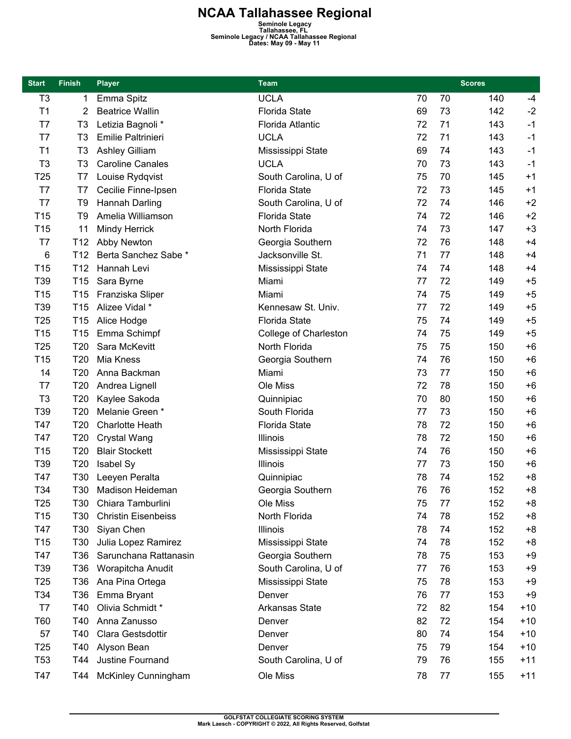# NCAA Tallahassee Regional

**Seminole Legacy**
**Tallahassee, FL**
**Seminole Legacy / NCAA Tallahassee Regional**
**Dates: May 09 - May 11**

| Start | Finish | Player | Team | Scores | | | |
|---|---|---|---|---|---|---|---|
| T3 | 1 | Emma Spitz | UCLA | 70 | 70 | 140 | -4 |
| T1 | 2 | Beatrice Wallin | Florida State | 69 | 73 | 142 | -2 |
| T7 | T3 | Letizia Bagnoli * | Florida Atlantic | 72 | 71 | 143 | -1 |
| T7 | T3 | Emilie Paltrinieri | UCLA | 72 | 71 | 143 | -1 |
| T1 | T3 | Ashley Gilliam | Mississippi State | 69 | 74 | 143 | -1 |
| T3 | T3 | Caroline Canales | UCLA | 70 | 73 | 143 | -1 |
| T25 | T7 | Louise Rydqvist | South Carolina, U of | 75 | 70 | 145 | +1 |
| T7 | T7 | Cecilie Finne-Ipsen | Florida State | 72 | 73 | 145 | +1 |
| T7 | T9 | Hannah Darling | South Carolina, U of | 72 | 74 | 146 | +2 |
| T15 | T9 | Amelia Williamson | Florida State | 74 | 72 | 146 | +2 |
| T15 | 11 | Mindy Herrick | North Florida | 74 | 73 | 147 | +3 |
| T7 | T12 | Abby Newton | Georgia Southern | 72 | 76 | 148 | +4 |
| 6 | T12 | Berta Sanchez Sabe * | Jacksonville St. | 71 | 77 | 148 | +4 |
| T15 | T12 | Hannah Levi | Mississippi State | 74 | 74 | 148 | +4 |
| T39 | T15 | Sara Byrne | Miami | 77 | 72 | 149 | +5 |
| T15 | T15 | Franziska Sliper | Miami | 74 | 75 | 149 | +5 |
| T39 | T15 | Alizee Vidal * | Kennesaw St. Univ. | 77 | 72 | 149 | +5 |
| T25 | T15 | Alice Hodge | Florida State | 75 | 74 | 149 | +5 |
| T15 | T15 | Emma Schimpf | College of Charleston | 74 | 75 | 149 | +5 |
| T25 | T20 | Sara McKevitt | North Florida | 75 | 75 | 150 | +6 |
| T15 | T20 | Mia Kness | Georgia Southern | 74 | 76 | 150 | +6 |
| 14 | T20 | Anna Backman | Miami | 73 | 77 | 150 | +6 |
| T7 | T20 | Andrea Lignell | Ole Miss | 72 | 78 | 150 | +6 |
| T3 | T20 | Kaylee Sakoda | Quinnipiac | 70 | 80 | 150 | +6 |
| T39 | T20 | Melanie Green * | South Florida | 77 | 73 | 150 | +6 |
| T47 | T20 | Charlotte Heath | Florida State | 78 | 72 | 150 | +6 |
| T47 | T20 | Crystal Wang | Illinois | 78 | 72 | 150 | +6 |
| T15 | T20 | Blair Stockett | Mississippi State | 74 | 76 | 150 | +6 |
| T39 | T20 | Isabel Sy | Illinois | 77 | 73 | 150 | +6 |
| T47 | T30 | Leeyen Peralta | Quinnipiac | 78 | 74 | 152 | +8 |
| T34 | T30 | Madison Heideman | Georgia Southern | 76 | 76 | 152 | +8 |
| T25 | T30 | Chiara Tamburlini | Ole Miss | 75 | 77 | 152 | +8 |
| T15 | T30 | Christin Eisenbeiss | North Florida | 74 | 78 | 152 | +8 |
| T47 | T30 | Siyan Chen | Illinois | 78 | 74 | 152 | +8 |
| T15 | T30 | Julia Lopez Ramirez | Mississippi State | 74 | 78 | 152 | +8 |
| T47 | T36 | Sarunchana Rattanasin | Georgia Southern | 78 | 75 | 153 | +9 |
| T39 | T36 | Worapitcha Anudit | South Carolina, U of | 77 | 76 | 153 | +9 |
| T25 | T36 | Ana Pina Ortega | Mississippi State | 75 | 78 | 153 | +9 |
| T34 | T36 | Emma Bryant | Denver | 76 | 77 | 153 | +9 |
| T7 | T40 | Olivia Schmidt * | Arkansas State | 72 | 82 | 154 | +10 |
| T60 | T40 | Anna Zanusso | Denver | 82 | 72 | 154 | +10 |
| 57 | T40 | Clara Gestsdottir | Denver | 80 | 74 | 154 | +10 |
| T25 | T40 | Alyson Bean | Denver | 75 | 79 | 154 | +10 |
| T53 | T44 | Justine Fournand | South Carolina, U of | 79 | 76 | 155 | +11 |
| T47 | T44 | McKinley Cunningham | Ole Miss | 78 | 77 | 155 | +11 |

GOLFSTAT COLLEGIATE SCORING SYSTEM
Mark Laesch - COPYRIGHT © 2022, All Rights Reserved, Golfstat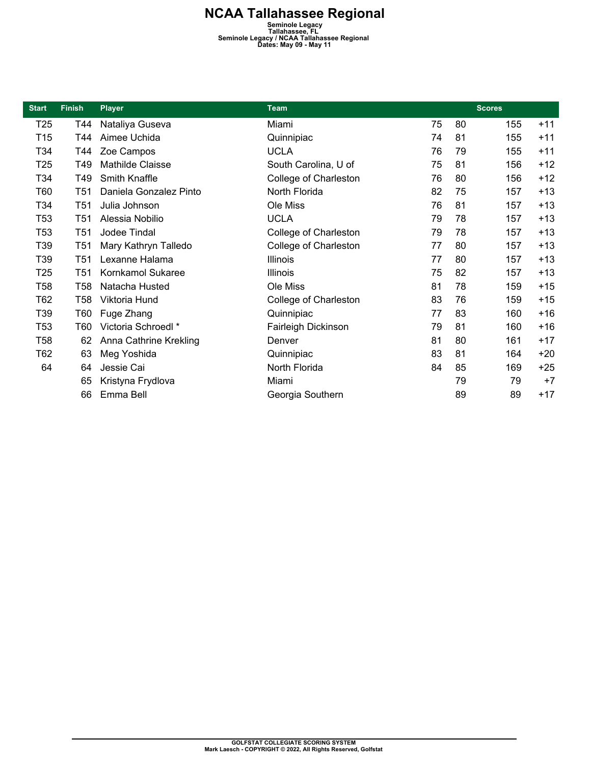# NCAA Tallahassee Regional

**Seminole Legacy**
**Tallahassee, FL**
**Seminole Legacy / NCAA Tallahassee Regional**
**Dates: May 09 - May 11**

| Start | Finish | Player | Team | Scores | | | |
|---|---|---|---|---|---|---|---|
| T25 | T44 | Nataliya Guseva | Miami | 75 | 80 | 155 | +11 |
| T15 | T44 | Aimee Uchida | Quinnipiac | 74 | 81 | 155 | +11 |
| T34 | T44 | Zoe Campos | UCLA | 76 | 79 | 155 | +11 |
| T25 | T49 | Mathilde Claisse | South Carolina, U of | 75 | 81 | 156 | +12 |
| T34 | T49 | Smith Knaffle | College of Charleston | 76 | 80 | 156 | +12 |
| T60 | T51 | Daniela Gonzalez Pinto | North Florida | 82 | 75 | 157 | +13 |
| T34 | T51 | Julia Johnson | Ole Miss | 76 | 81 | 157 | +13 |
| T53 | T51 | Alessia Nobilio | UCLA | 79 | 78 | 157 | +13 |
| T53 | T51 | Jodee Tindal | College of Charleston | 79 | 78 | 157 | +13 |
| T39 | T51 | Mary Kathryn Talledo | College of Charleston | 77 | 80 | 157 | +13 |
| T39 | T51 | Lexanne Halama | Illinois | 77 | 80 | 157 | +13 |
| T25 | T51 | Kornkamol Sukaree | Illinois | 75 | 82 | 157 | +13 |
| T58 | T58 | Natacha Husted | Ole Miss | 81 | 78 | 159 | +15 |
| T62 | T58 | Viktoria Hund | College of Charleston | 83 | 76 | 159 | +15 |
| T39 | T60 | Fuge Zhang | Quinnipiac | 77 | 83 | 160 | +16 |
| T53 | T60 | Victoria Schroedl * | Fairleigh Dickinson | 79 | 81 | 160 | +16 |
| T58 | 62 | Anna Cathrine Krekling | Denver | 81 | 80 | 161 | +17 |
| T62 | 63 | Meg Yoshida | Quinnipiac | 83 | 81 | 164 | +20 |
| 64 | 64 | Jessie Cai | North Florida | 84 | 85 | 169 | +25 |
| | 65 | Kristyna Frydlova | Miami | | 79 | 79 | +7 |
| | 66 | Emma Bell | Georgia Southern | | 89 | 89 | +17 |